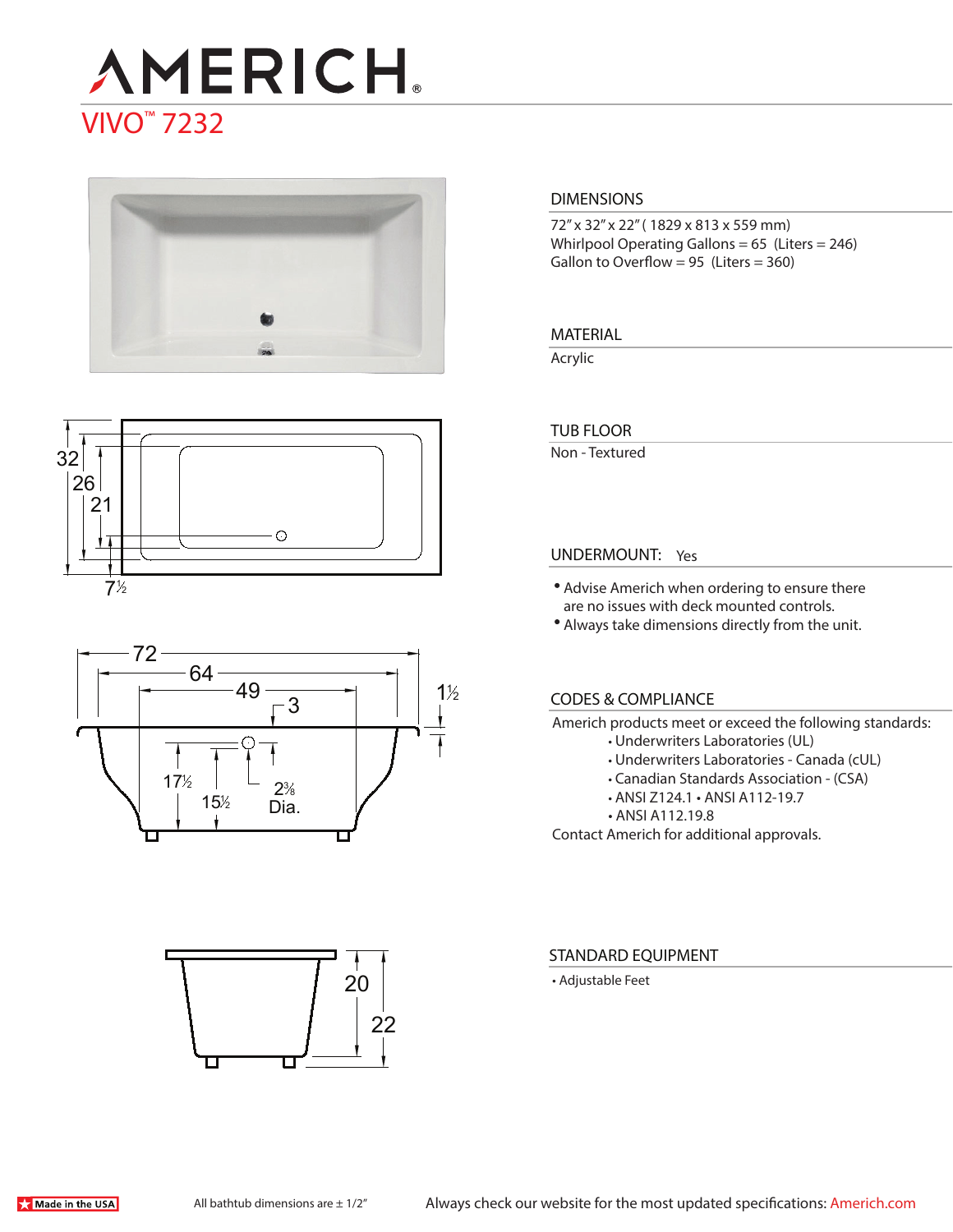# AMERICH®

## VIVO™ 7232

### DIMENSIONS

72" x 32" x 22" ( 1829 x 813 x 559 mm)
Whirlpool Operating Gallons = 65 (Liters = 246)
Gallon to Overflow = 95 (Liters = 360)

### MATERIAL

Acrylic

### TUB FLOOR

Non - Textured

### UNDERMOUNT: Yes

- Advise Americh when ordering to ensure there are no issues with deck mounted controls.
- Always take dimensions directly from the unit.

### CODES & COMPLIANCE

Americh products meet or exceed the following standards:

- Underwriters Laboratories (UL)
- Underwriters Laboratories - Canada (cUL)
- Canadian Standards Association - (CSA)
- ANSI Z124.1 • ANSI A112-19.7
- ANSI A112.19.8

Contact Americh for additional approvals.

### STANDARD EQUIPMENT

- Adjustable Feet

Made in the USA

All bathtub dimensions are ± 1/2"

Always check our website for the most updated specifications: Americh.com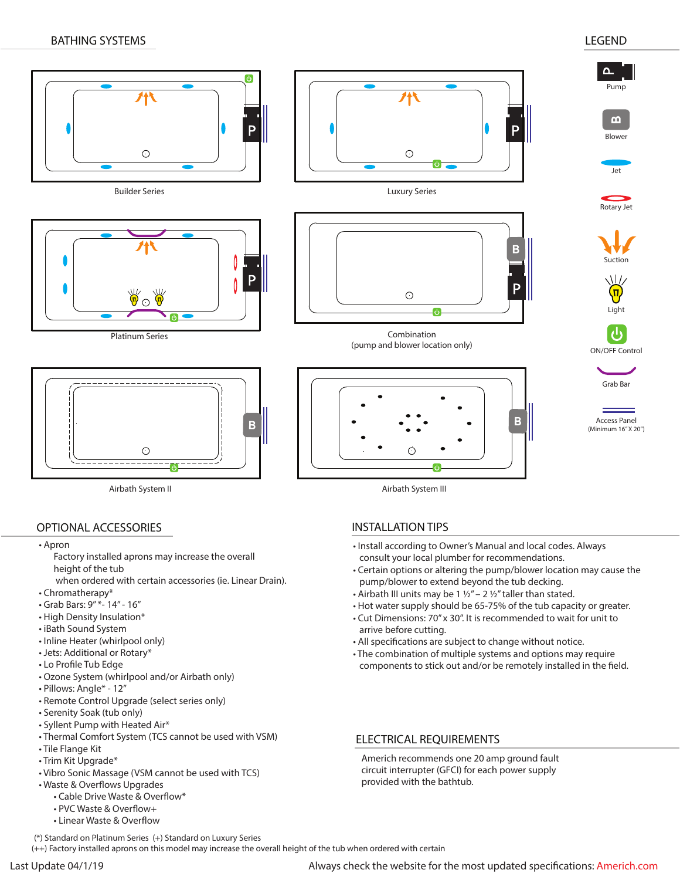## BATHING SYSTEMS

Builder Series

Luxury Series

Platinum Series

Combination
(pump and blower location only)

Airbath System II

Airbath System III

## LEGEND

Pump

Blower

Jet

Rotary Jet

Suction

Light

ON/OFF Control

Grab Bar

Access Panel
(Minimum 16" X 20")

## OPTIONAL ACCESSORIES

- Apron
  Factory installed aprons may increase the overall height of the tub when ordered with certain accessories (ie. Linear Drain).
- Chromatherapy*
- Grab Bars: 9"*- 14" - 16"
- High Density Insulation*
- iBath Sound System
- Inline Heater (whirlpool only)
- Jets: Additional or Rotary*
- Lo Profile Tub Edge
- Ozone System (whirlpool and/or Airbath only)
- Pillows: Angle* - 12"
- Remote Control Upgrade (select series only)
- Serenity Soak (tub only)
- Syllent Pump with Heated Air*
- Thermal Comfort System (TCS cannot be used with VSM)
- Tile Flange Kit
- Trim Kit Upgrade*
- Vibro Sonic Massage (VSM cannot be used with TCS)
- Waste & Overflows Upgrades
  - Cable Drive Waste & Overflow*
  - PVC Waste & Overflow+
  - Linear Waste & Overflow

## INSTALLATION TIPS

- Install according to Owner's Manual and local codes. Always consult your local plumber for recommendations.
- Certain options or altering the pump/blower location may cause the pump/blower to extend beyond the tub decking.
- Airbath III units may be 1 ½" – 2 ½" taller than stated.
- Hot water supply should be 65-75% of the tub capacity or greater.
- Cut Dimensions: 70" x 30". It is recommended to wait for unit to arrive before cutting.
- All specifications are subject to change without notice.
- The combination of multiple systems and options may require components to stick out and/or be remotely installed in the field.

## ELECTRICAL REQUIREMENTS

Americh recommends one 20 amp ground fault circuit interrupter (GFCI) for each power supply provided with the bathtub.

(*) Standard on Platinum Series (+) Standard on Luxury Series
(++) Factory installed aprons on this model may increase the overall height of the tub when ordered with certain

Last Update 04/1/19

Always check the website for the most updated specifications: Americh.com